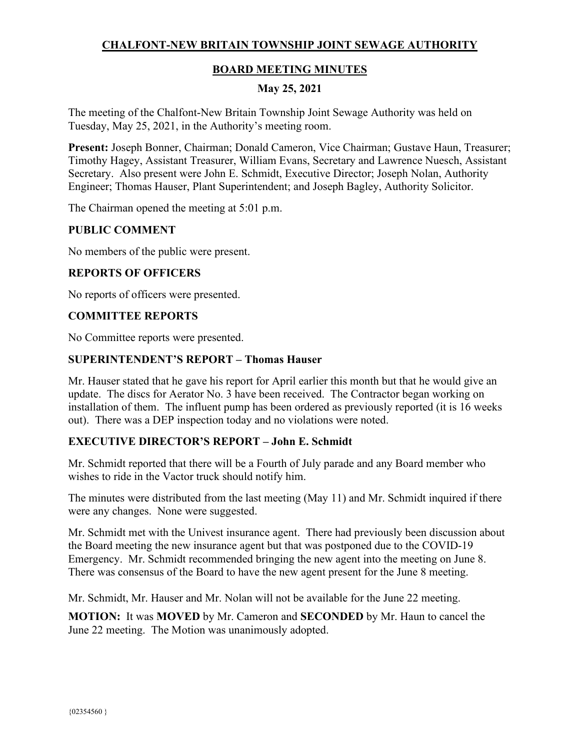# CHALFONT-NEW BRITAIN TOWNSHIP JOINT SEWAGE AUTHORITY

## BOARD MEETING MINUTES

### May 25, 2021

The meeting of the Chalfont-New Britain Township Joint Sewage Authority was held on Tuesday, May 25, 2021, in the Authority's meeting room.

**Present:** Joseph Bonner, Chairman; Donald Cameron, Vice Chairman; Gustave Haun, Treasurer; Timothy Hagey, Assistant Treasurer, William Evans, Secretary and Lawrence Nuesch, Assistant Secretary. Also present were John E. Schmidt, Executive Director; Joseph Nolan, Authority Engineer; Thomas Hauser, Plant Superintendent; and Joseph Bagley, Authority Solicitor.

The Chairman opened the meeting at 5:01 p.m.

### PUBLIC COMMENT

No members of the public were present.

### REPORTS OF OFFICERS

No reports of officers were presented.

### COMMITTEE REPORTS

No Committee reports were presented.

### SUPERINTENDENT'S REPORT – Thomas Hauser

Mr. Hauser stated that he gave his report for April earlier this month but that he would give an update. The discs for Aerator No. 3 have been received. The Contractor began working on installation of them. The influent pump has been ordered as previously reported (it is 16 weeks out). There was a DEP inspection today and no violations were noted.

### EXECUTIVE DIRECTOR'S REPORT – John E. Schmidt

Mr. Schmidt reported that there will be a Fourth of July parade and any Board member who wishes to ride in the Vactor truck should notify him.

The minutes were distributed from the last meeting (May 11) and Mr. Schmidt inquired if there were any changes. None were suggested.

Mr. Schmidt met with the Univest insurance agent. There had previously been discussion about the Board meeting the new insurance agent but that was postponed due to the COVID-19 Emergency. Mr. Schmidt recommended bringing the new agent into the meeting on June 8. There was consensus of the Board to have the new agent present for the June 8 meeting.

Mr. Schmidt, Mr. Hauser and Mr. Nolan will not be available for the June 22 meeting.

**MOTION:** It was **MOVED** by Mr. Cameron and **SECONDED** by Mr. Haun to cancel the June 22 meeting. The Motion was unanimously adopted.

{02354560 }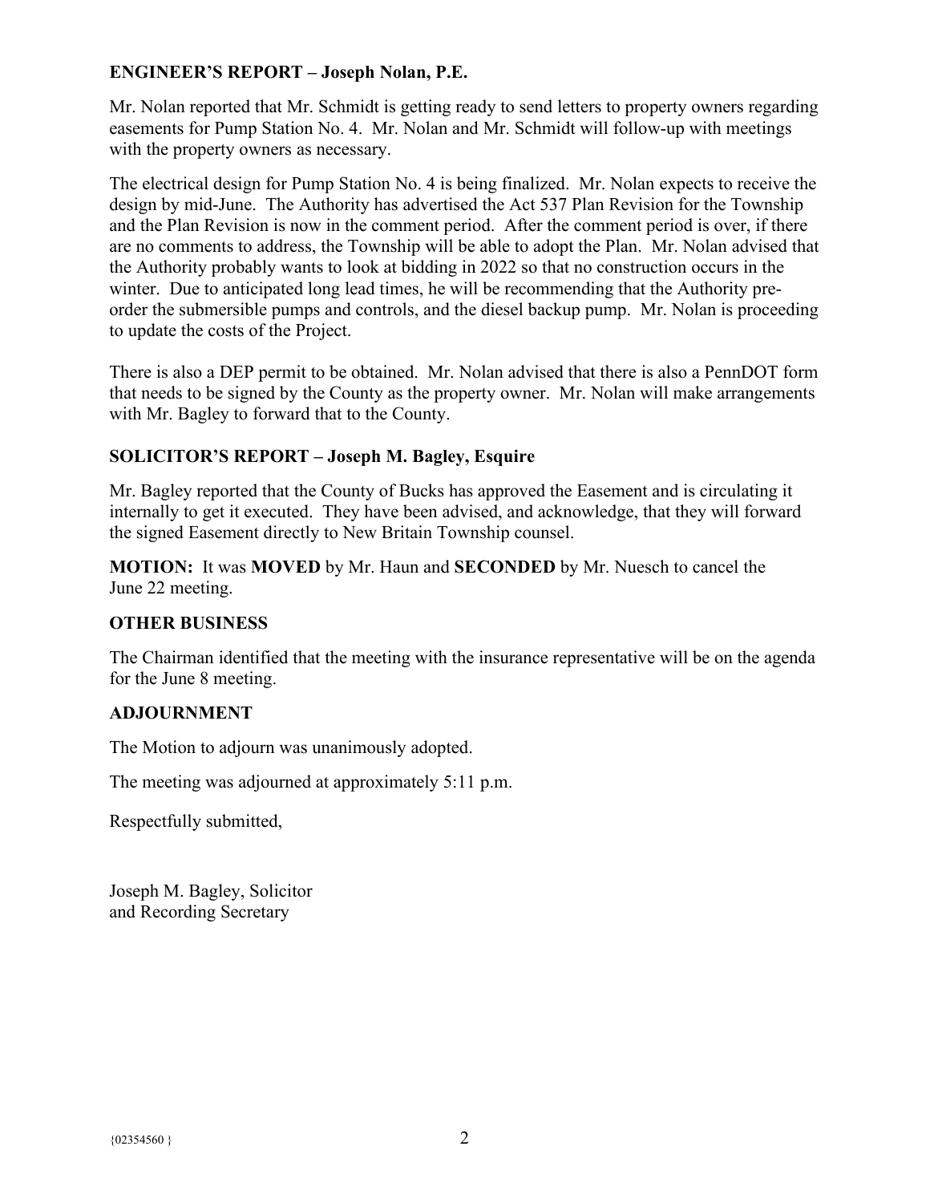## ENGINEER'S REPORT – Joseph Nolan, P.E.

Mr. Nolan reported that Mr. Schmidt is getting ready to send letters to property owners regarding easements for Pump Station No. 4. Mr. Nolan and Mr. Schmidt will follow-up with meetings with the property owners as necessary.

The electrical design for Pump Station No. 4 is being finalized. Mr. Nolan expects to receive the design by mid-June. The Authority has advertised the Act 537 Plan Revision for the Township and the Plan Revision is now in the comment period. After the comment period is over, if there are no comments to address, the Township will be able to adopt the Plan. Mr. Nolan advised that the Authority probably wants to look at bidding in 2022 so that no construction occurs in the winter. Due to anticipated long lead times, he will be recommending that the Authority pre-order the submersible pumps and controls, and the diesel backup pump. Mr. Nolan is proceeding to update the costs of the Project.

There is also a DEP permit to be obtained. Mr. Nolan advised that there is also a PennDOT form that needs to be signed by the County as the property owner. Mr. Nolan will make arrangements with Mr. Bagley to forward that to the County.

## SOLICITOR'S REPORT – Joseph M. Bagley, Esquire

Mr. Bagley reported that the County of Bucks has approved the Easement and is circulating it internally to get it executed. They have been advised, and acknowledge, that they will forward the signed Easement directly to New Britain Township counsel.

**MOTION:** It was **MOVED** by Mr. Haun and **SECONDED** by Mr. Nuesch to cancel the June 22 meeting.

## OTHER BUSINESS

The Chairman identified that the meeting with the insurance representative will be on the agenda for the June 8 meeting.

## ADJOURNMENT

The Motion to adjourn was unanimously adopted.

The meeting was adjourned at approximately 5:11 p.m.

Respectfully submitted,

Joseph M. Bagley, Solicitor
and Recording Secretary

{02354560 }